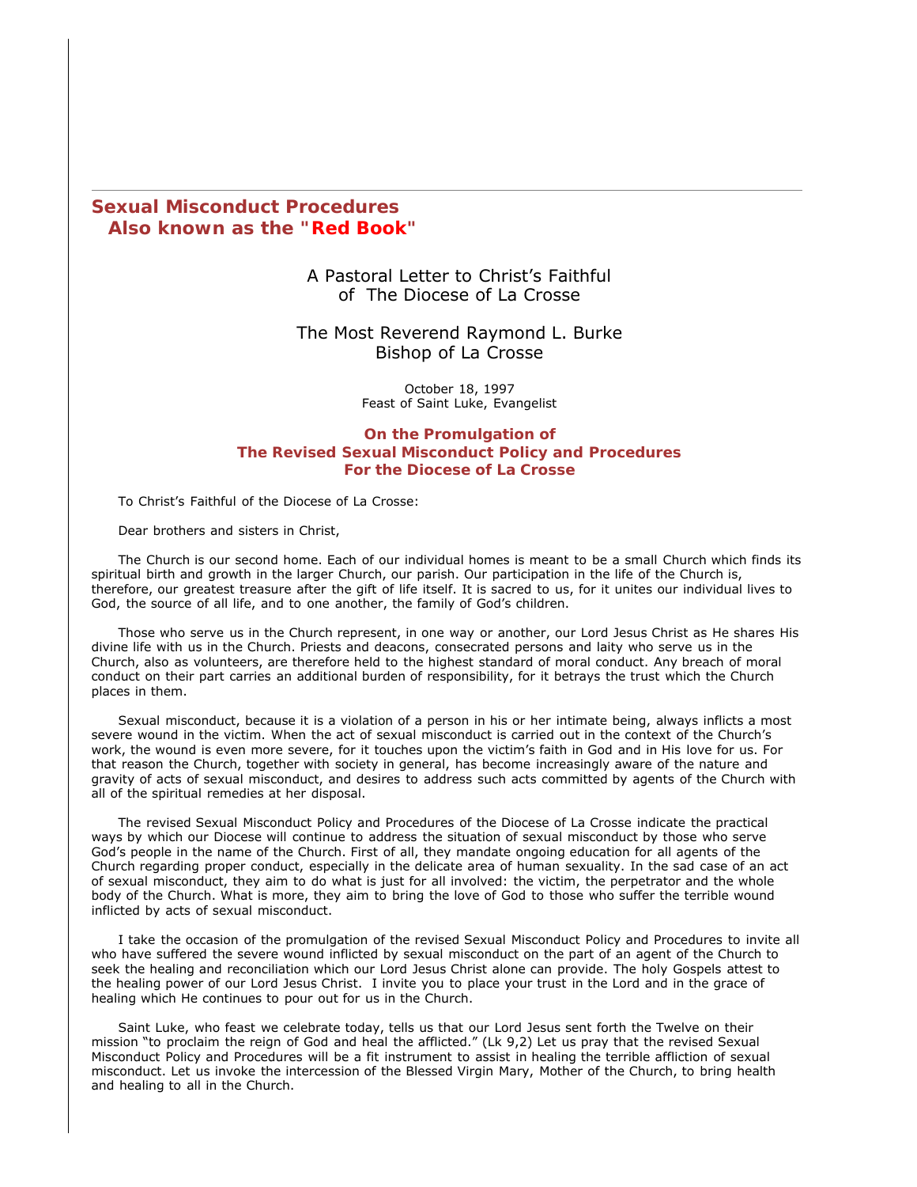## Sexual Misconduct Procedures
### Also known as the "Red Book"

A Pastoral Letter to Christ's Faithful
of The Diocese of La Crosse

The Most Reverend Raymond L. Burke
Bishop of La Crosse

October 18, 1997
Feast of Saint Luke, Evangelist

**On the Promulgation of**
**The Revised Sexual Misconduct Policy and Procedures**
**For the Diocese of La Crosse**

To Christ's Faithful of the Diocese of La Crosse:

Dear brothers and sisters in Christ,

The Church is our second home. Each of our individual homes is meant to be a small Church which finds its spiritual birth and growth in the larger Church, our parish. Our participation in the life of the Church is, therefore, our greatest treasure after the gift of life itself. It is sacred to us, for it unites our individual lives to God, the source of all life, and to one another, the family of God's children.

Those who serve us in the Church represent, in one way or another, our Lord Jesus Christ as He shares His divine life with us in the Church. Priests and deacons, consecrated persons and laity who serve us in the Church, also as volunteers, are therefore held to the highest standard of moral conduct. Any breach of moral conduct on their part carries an additional burden of responsibility, for it betrays the trust which the Church places in them.

Sexual misconduct, because it is a violation of a person in his or her intimate being, always inflicts a most severe wound in the victim. When the act of sexual misconduct is carried out in the context of the Church's work, the wound is even more severe, for it touches upon the victim's faith in God and in His love for us. For that reason the Church, together with society in general, has become increasingly aware of the nature and gravity of acts of sexual misconduct, and desires to address such acts committed by agents of the Church with all of the spiritual remedies at her disposal.

The revised Sexual Misconduct Policy and Procedures of the Diocese of La Crosse indicate the practical ways by which our Diocese will continue to address the situation of sexual misconduct by those who serve God's people in the name of the Church. First of all, they mandate ongoing education for all agents of the Church regarding proper conduct, especially in the delicate area of human sexuality. In the sad case of an act of sexual misconduct, they aim to do what is just for all involved: the victim, the perpetrator and the whole body of the Church. What is more, they aim to bring the love of God to those who suffer the terrible wound inflicted by acts of sexual misconduct.

I take the occasion of the promulgation of the revised Sexual Misconduct Policy and Procedures to invite all who have suffered the severe wound inflicted by sexual misconduct on the part of an agent of the Church to seek the healing and reconciliation which our Lord Jesus Christ alone can provide. The holy Gospels attest to the healing power of our Lord Jesus Christ. I invite you to place your trust in the Lord and in the grace of healing which He continues to pour out for us in the Church.

Saint Luke, who feast we celebrate today, tells us that our Lord Jesus sent forth the Twelve on their mission "to proclaim the reign of God and heal the afflicted." (Lk 9,2) Let us pray that the revised Sexual Misconduct Policy and Procedures will be a fit instrument to assist in healing the terrible affliction of sexual misconduct. Let us invoke the intercession of the Blessed Virgin Mary, Mother of the Church, to bring health and healing to all in the Church.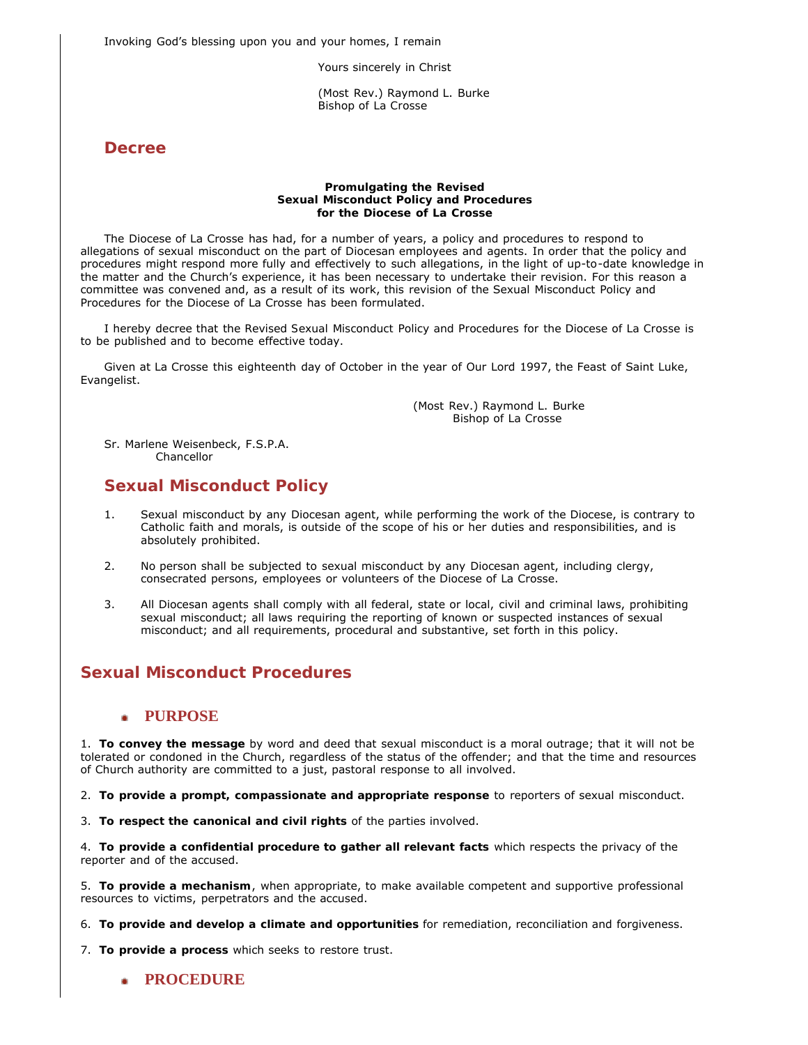Invoking God's blessing upon you and your homes, I remain

Yours sincerely in Christ

(Most Rev.) Raymond L. Burke
Bishop of La Crosse

## Decree

**Promulgating the Revised**
**Sexual Misconduct Policy and Procedures**
**for the Diocese of La Crosse**

The Diocese of La Crosse has had, for a number of years, a policy and procedures to respond to allegations of sexual misconduct on the part of Diocesan employees and agents. In order that the policy and procedures might respond more fully and effectively to such allegations, in the light of up-to-date knowledge in the matter and the Church's experience, it has been necessary to undertake their revision. For this reason a committee was convened and, as a result of its work, this revision of the Sexual Misconduct Policy and Procedures for the Diocese of La Crosse has been formulated.

I hereby decree that the Revised Sexual Misconduct Policy and Procedures for the Diocese of La Crosse is to be published and to become effective today.

Given at La Crosse this eighteenth day of October in the year of Our Lord 1997, the Feast of Saint Luke, Evangelist.

(Most Rev.) Raymond L. Burke
Bishop of La Crosse

Sr. Marlene Weisenbeck, F.S.P.A.
Chancellor

## Sexual Misconduct Policy

1. Sexual misconduct by any Diocesan agent, while performing the work of the Diocese, is contrary to Catholic faith and morals, is outside of the scope of his or her duties and responsibilities, and is absolutely prohibited.

2. No person shall be subjected to sexual misconduct by any Diocesan agent, including clergy, consecrated persons, employees or volunteers of the Diocese of La Crosse.

3. All Diocesan agents shall comply with all federal, state or local, civil and criminal laws, prohibiting sexual misconduct; all laws requiring the reporting of known or suspected instances of sexual misconduct; and all requirements, procedural and substantive, set forth in this policy.

## Sexual Misconduct Procedures

### PURPOSE

1. **To convey the message** by word and deed that sexual misconduct is a moral outrage; that it will not be tolerated or condoned in the Church, regardless of the status of the offender; and that the time and resources of Church authority are committed to a just, pastoral response to all involved.

2. **To provide a prompt, compassionate and appropriate response** to reporters of sexual misconduct.

3. **To respect the canonical and civil rights** of the parties involved.

4. **To provide a confidential procedure to gather all relevant facts** which respects the privacy of the reporter and of the accused.

5. **To provide a mechanism**, when appropriate, to make available competent and supportive professional resources to victims, perpetrators and the accused.

6. **To provide and develop a climate and opportunities** for remediation, reconciliation and forgiveness.

7. **To provide a process** which seeks to restore trust.

### PROCEDURE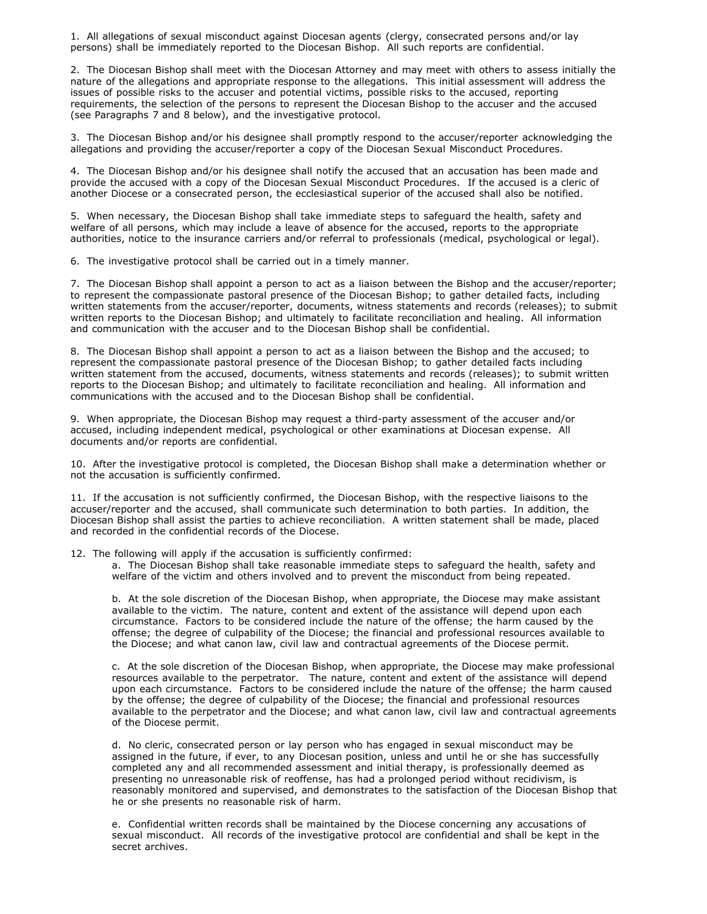1. All allegations of sexual misconduct against Diocesan agents (clergy, consecrated persons and/or lay persons) shall be immediately reported to the Diocesan Bishop. All such reports are confidential.

2. The Diocesan Bishop shall meet with the Diocesan Attorney and may meet with others to assess initially the nature of the allegations and appropriate response to the allegations. This initial assessment will address the issues of possible risks to the accuser and potential victims, possible risks to the accused, reporting requirements, the selection of the persons to represent the Diocesan Bishop to the accuser and the accused (see Paragraphs 7 and 8 below), and the investigative protocol.

3. The Diocesan Bishop and/or his designee shall promptly respond to the accuser/reporter acknowledging the allegations and providing the accuser/reporter a copy of the Diocesan Sexual Misconduct Procedures.

4. The Diocesan Bishop and/or his designee shall notify the accused that an accusation has been made and provide the accused with a copy of the Diocesan Sexual Misconduct Procedures. If the accused is a cleric of another Diocese or a consecrated person, the ecclesiastical superior of the accused shall also be notified.

5. When necessary, the Diocesan Bishop shall take immediate steps to safeguard the health, safety and welfare of all persons, which may include a leave of absence for the accused, reports to the appropriate authorities, notice to the insurance carriers and/or referral to professionals (medical, psychological or legal).

6. The investigative protocol shall be carried out in a timely manner.

7. The Diocesan Bishop shall appoint a person to act as a liaison between the Bishop and the accuser/reporter; to represent the compassionate pastoral presence of the Diocesan Bishop; to gather detailed facts, including written statements from the accuser/reporter, documents, witness statements and records (releases); to submit written reports to the Diocesan Bishop; and ultimately to facilitate reconciliation and healing. All information and communication with the accuser and to the Diocesan Bishop shall be confidential.

8. The Diocesan Bishop shall appoint a person to act as a liaison between the Bishop and the accused; to represent the compassionate pastoral presence of the Diocesan Bishop; to gather detailed facts including written statement from the accused, documents, witness statements and records (releases); to submit written reports to the Diocesan Bishop; and ultimately to facilitate reconciliation and healing. All information and communications with the accused and to the Diocesan Bishop shall be confidential.

9. When appropriate, the Diocesan Bishop may request a third-party assessment of the accuser and/or accused, including independent medical, psychological or other examinations at Diocesan expense. All documents and/or reports are confidential.

10. After the investigative protocol is completed, the Diocesan Bishop shall make a determination whether or not the accusation is sufficiently confirmed.

11. If the accusation is not sufficiently confirmed, the Diocesan Bishop, with the respective liaisons to the accuser/reporter and the accused, shall communicate such determination to both parties. In addition, the Diocesan Bishop shall assist the parties to achieve reconciliation. A written statement shall be made, placed and recorded in the confidential records of the Diocese.

12. The following will apply if the accusation is sufficiently confirmed:

   a. The Diocesan Bishop shall take reasonable immediate steps to safeguard the health, safety and welfare of the victim and others involved and to prevent the misconduct from being repeated.

   b. At the sole discretion of the Diocesan Bishop, when appropriate, the Diocese may make assistant available to the victim. The nature, content and extent of the assistance will depend upon each circumstance. Factors to be considered include the nature of the offense; the harm caused by the offense; the degree of culpability of the Diocese; the financial and professional resources available to the Diocese; and what canon law, civil law and contractual agreements of the Diocese permit.

   c. At the sole discretion of the Diocesan Bishop, when appropriate, the Diocese may make professional resources available to the perpetrator. The nature, content and extent of the assistance will depend upon each circumstance. Factors to be considered include the nature of the offense; the harm caused by the offense; the degree of culpability of the Diocese; the financial and professional resources available to the perpetrator and the Diocese; and what canon law, civil law and contractual agreements of the Diocese permit.

   d. No cleric, consecrated person or lay person who has engaged in sexual misconduct may be assigned in the future, if ever, to any Diocesan position, unless and until he or she has successfully completed any and all recommended assessment and initial therapy, is professionally deemed as presenting no unreasonable risk of reoffense, has had a prolonged period without recidivism, is reasonably monitored and supervised, and demonstrates to the satisfaction of the Diocesan Bishop that he or she presents no reasonable risk of harm.

   e. Confidential written records shall be maintained by the Diocese concerning any accusations of sexual misconduct. All records of the investigative protocol are confidential and shall be kept in the secret archives.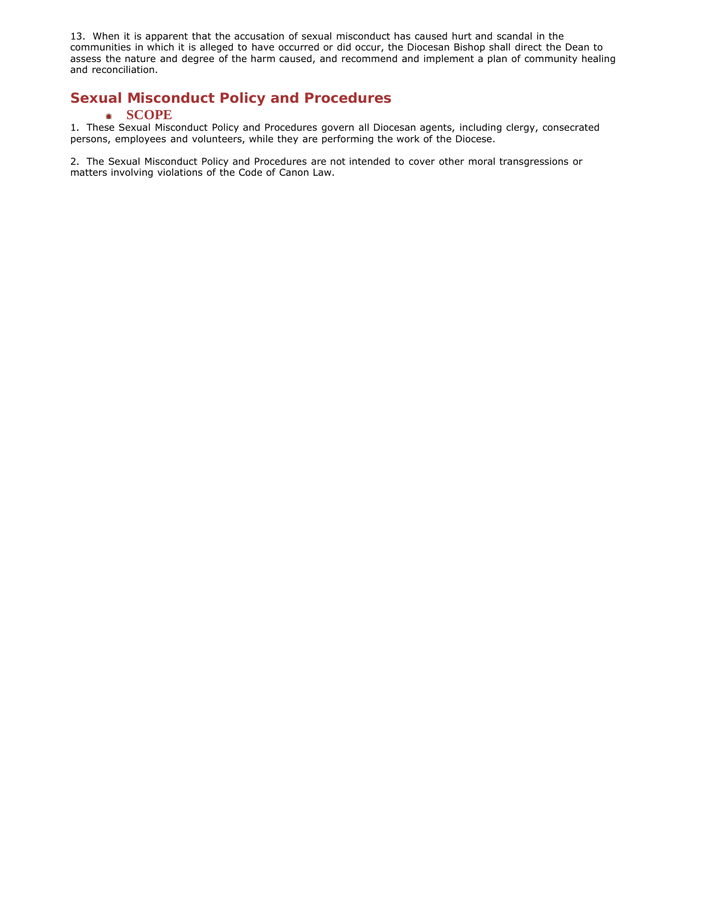13. When it is apparent that the accusation of sexual misconduct has caused hurt and scandal in the communities in which it is alleged to have occurred or did occur, the Diocesan Bishop shall direct the Dean to assess the nature and degree of the harm caused, and recommend and implement a plan of community healing and reconciliation.

## Sexual Misconduct Policy and Procedures

- **SCOPE**

1. These Sexual Misconduct Policy and Procedures govern all Diocesan agents, including clergy, consecrated persons, employees and volunteers, while they are performing the work of the Diocese.

2. The Sexual Misconduct Policy and Procedures are not intended to cover other moral transgressions or matters involving violations of the Code of Canon Law.